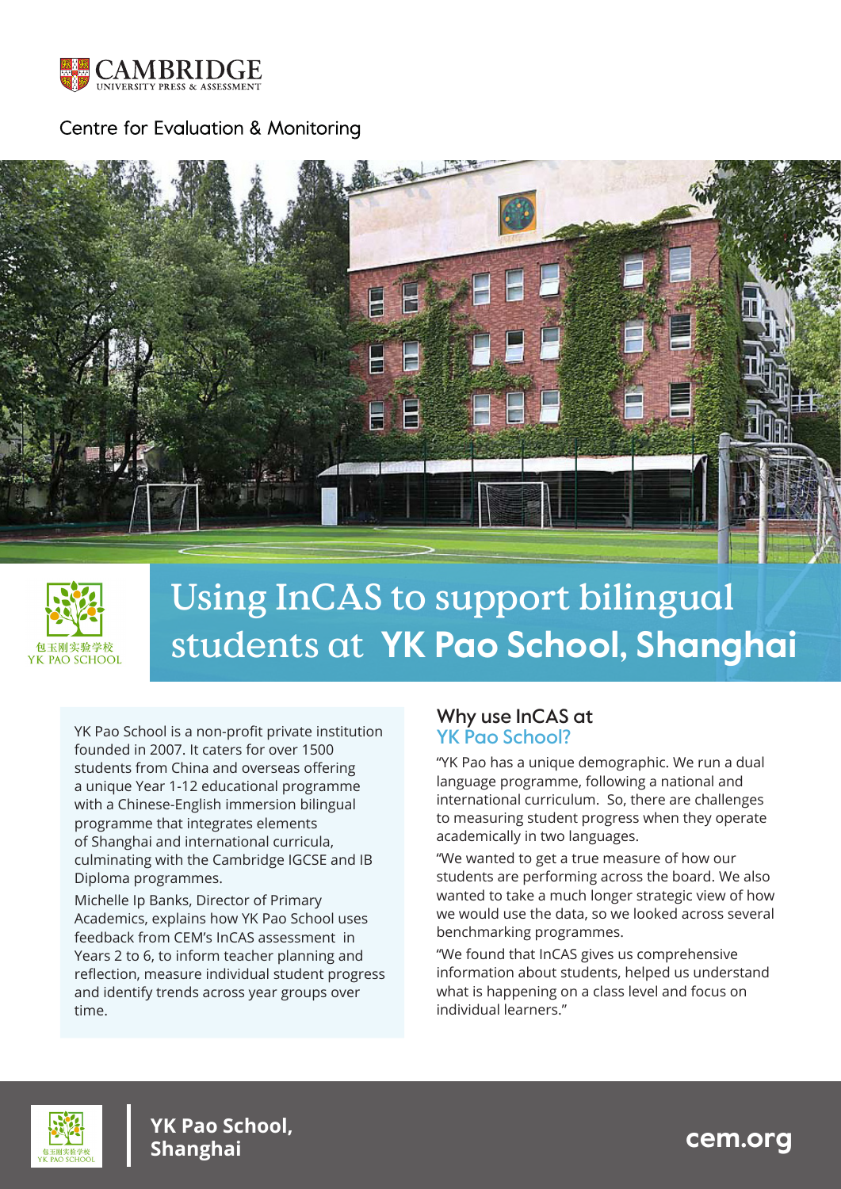# Using InCAS to support bilingual students at **YK Pao School, Shanghai**

YK Pao School is a non-profit private institution founded in 2007. It caters for over 1500 students from China and overseas offering a unique Year 1-12 educational programme with a Chinese-English immersion bilingual programme that integrates elements of Shanghai and international curricula, culminating with the Cambridge IGCSE and IB Diploma programmes.

Michelle Ip Banks, Director of Primary Academics, explains how YK Pao School uses feedback from CEM's InCAS assessment in Years 2 to 6, to inform teacher planning and reflection, measure individual student progress and identify trends across year groups over time.

## Why use InCAS at YK Pao School?

"YK Pao has a unique demographic. We run a dual language programme, following a national and international curriculum. So, there are challenges to measuring student progress when they operate academically in two languages.

"We wanted to get a true measure of how our students are performing across the board. We also wanted to take a much longer strategic view of how we would use the data, so we looked across several benchmarking programmes.

"We found that InCAS gives us comprehensive information about students, helped us understand what is happening on a class level and focus on individual learners."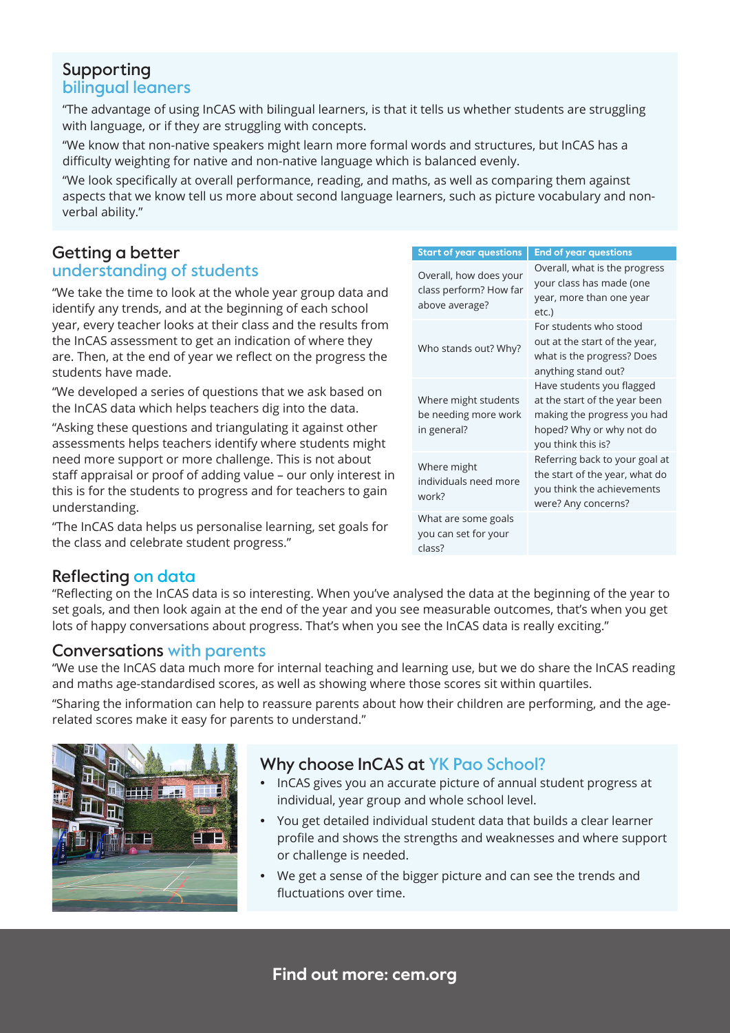## Supporting bilingual leaners

"The advantage of using InCAS with bilingual learners, is that it tells us whether students are struggling with language, or if they are struggling with concepts.

"We know that non-native speakers might learn more formal words and structures, but InCAS has a difficulty weighting for native and non-native language which is balanced evenly.

"We look specifically at overall performance, reading, and maths, as well as comparing them against aspects that we know tell us more about second language learners, such as picture vocabulary and non-verbal ability."

## Getting a better understanding of students

"We take the time to look at the whole year group data and identify any trends, and at the beginning of each school year, every teacher looks at their class and the results from the InCAS assessment to get an indication of where they are. Then, at the end of year we reflect on the progress the students have made.

"We developed a series of questions that we ask based on the InCAS data which helps teachers dig into the data.

"Asking these questions and triangulating it against other assessments helps teachers identify where students might need more support or more challenge. This is not about staff appraisal or proof of adding value – our only interest in this is for the students to progress and for teachers to gain understanding.

"The InCAS data helps us personalise learning, set goals for the class and celebrate student progress."

| Start of year questions | End of year questions |
|---|---|
| Overall, how does your class perform? How far above average? | Overall, what is the progress your class has made (one year, more than one year etc.) |
| Who stands out? Why? | For students who stood out at the start of the year, what is the progress? Does anything stand out? |
| Where might students be needing more work in general? | Have students you flagged at the start of the year been making the progress you had hoped? Why or why not do you think this is? |
| Where might individuals need more work? | Referring back to your goal at the start of the year, what do you think the achievements were? Any concerns? |
| What are some goals you can set for your class? | |

## Reflecting on data

"Reflecting on the InCAS data is so interesting. When you've analysed the data at the beginning of the year to set goals, and then look again at the end of the year and you see measurable outcomes, that's when you get lots of happy conversations about progress. That's when you see the InCAS data is really exciting."

## Conversations with parents

"We use the InCAS data much more for internal teaching and learning use, but we do share the InCAS reading and maths age-standardised scores, as well as showing where those scores sit within quartiles.

"Sharing the information can help to reassure parents about how their children are performing, and the age-related scores make it easy for parents to understand."

## Why choose InCAS at YK Pao School?

- InCAS gives you an accurate picture of annual student progress at individual, year group and whole school level.
- You get detailed individual student data that builds a clear learner profile and shows the strengths and weaknesses and where support or challenge is needed.
- We get a sense of the bigger picture and can see the trends and fluctuations over time.

**Find out more: cem.org**